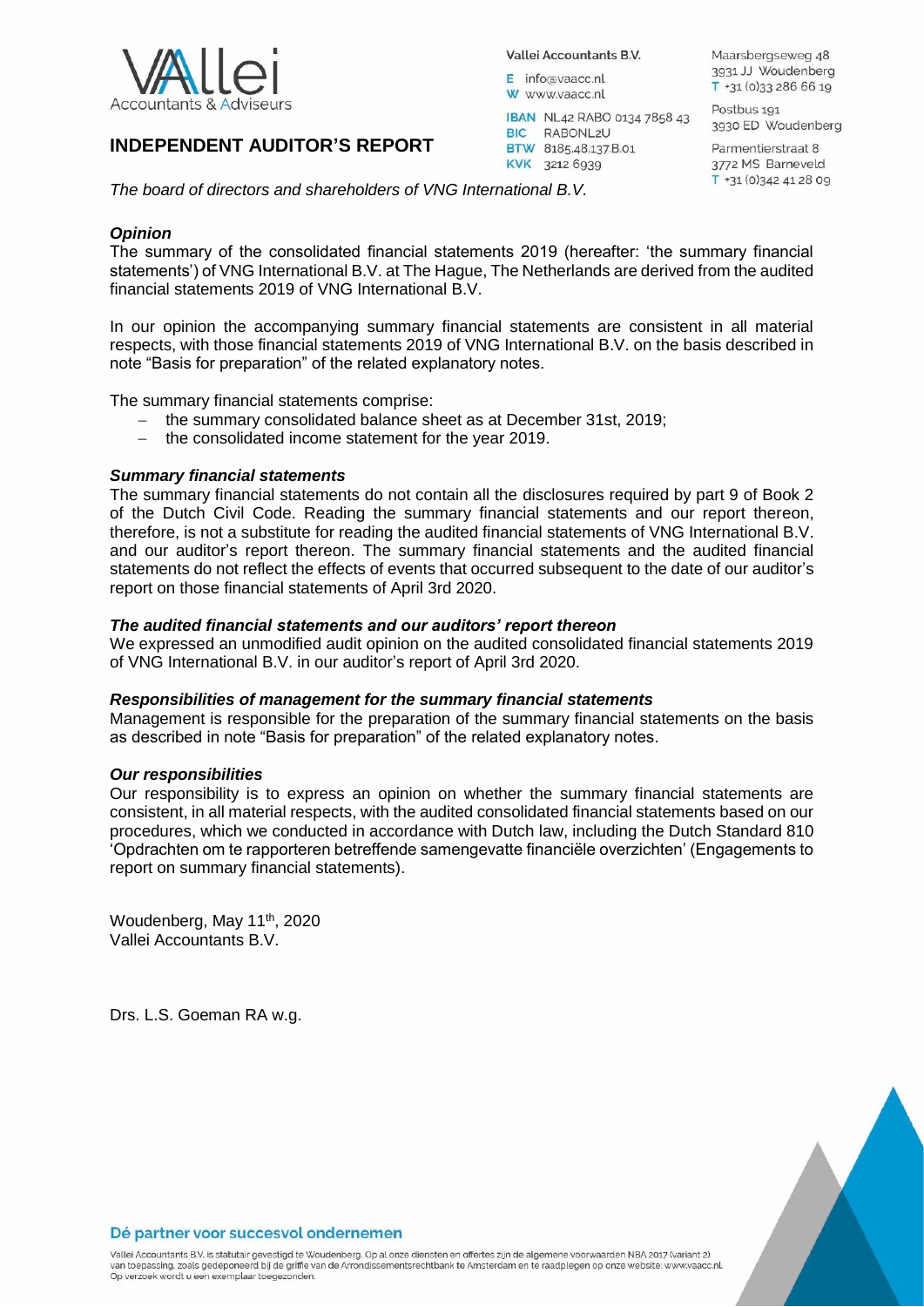Vallei Accountants B.V.

E info@vaacc.nl
W www.vaacc.nl

IBAN NL42 RABO 0134 7858 43
BIC RABONL2U
BTW 8185.48.137.B.01
KVK 3212 6939

Maarsbergseweg 48
3931 JJ Woudenberg
T +31 (0)33 286 66 19

Postbus 191
3930 ED Woudenberg

Parmentierstraat 8
3772 MS Barneveld
T +31 (0)342 41 28 09

# INDEPENDENT AUDITOR'S REPORT

*The board of directors and shareholders of VNG International B.V.*

### *Opinion*

The summary of the consolidated financial statements 2019 (hereafter: 'the summary financial statements') of VNG International B.V. at The Hague, The Netherlands are derived from the audited financial statements 2019 of VNG International B.V.

In our opinion the accompanying summary financial statements are consistent in all material respects, with those financial statements 2019 of VNG International B.V. on the basis described in note "Basis for preparation" of the related explanatory notes.

The summary financial statements comprise:

- the summary consolidated balance sheet as at December 31st, 2019;
- the consolidated income statement for the year 2019.

### *Summary financial statements*

The summary financial statements do not contain all the disclosures required by part 9 of Book 2 of the Dutch Civil Code. Reading the summary financial statements and our report thereon, therefore, is not a substitute for reading the audited financial statements of VNG International B.V. and our auditor's report thereon. The summary financial statements and the audited financial statements do not reflect the effects of events that occurred subsequent to the date of our auditor's report on those financial statements of April 3rd 2020.

### *The audited financial statements and our auditors' report thereon*

We expressed an unmodified audit opinion on the audited consolidated financial statements 2019 of VNG International B.V. in our auditor's report of April 3rd 2020.

### *Responsibilities of management for the summary financial statements*

Management is responsible for the preparation of the summary financial statements on the basis as described in note "Basis for preparation" of the related explanatory notes.

### *Our responsibilities*

Our responsibility is to express an opinion on whether the summary financial statements are consistent, in all material respects, with the audited consolidated financial statements based on our procedures, which we conducted in accordance with Dutch law, including the Dutch Standard 810 'Opdrachten om te rapporteren betreffende samengevatte financiële overzichten' (Engagements to report on summary financial statements).

Woudenberg, May 11th, 2020
Vallei Accountants B.V.

Drs. L.S. Goeman RA w.g.

**Dé partner voor succesvol ondernemen**

Vallei Accountants B.V. is statutair gevestigd te Woudenberg. Op al onze diensten en offertes zijn de algemene voorwaarden NBA 2017 (variant 2) van toepassing, zoals gedeponeerd bij de griffie van de Arrondissementsrechtbank te Amsterdam en te raadplegen op onze website: www.vaacc.nl. Op verzoek wordt u een exemplaar toegezonden.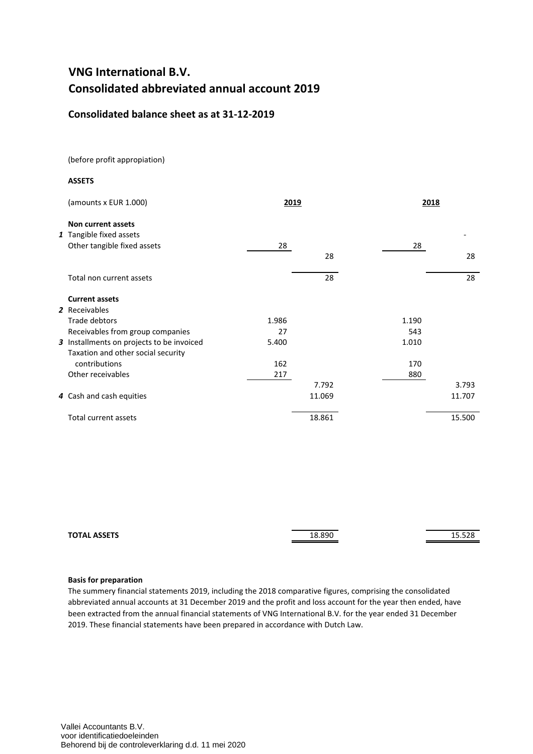# VNG International B.V.
# Consolidated abbreviated annual account 2019

## Consolidated balance sheet as at 31-12-2019

(before profit appropiation)

**ASSETS**

| | (amounts x EUR 1.000) | 2019 | | 2018 | |
|---|---|---|---|---|---|
| | **Non current assets** | | | | |
| *1* | Tangible fixed assets | | | | - |
| | Other tangible fixed assets | 28 | | 28 | |
| | | | 28 | | 28 |
| | Total non current assets | | 28 | | 28 |
| | **Current assets** | | | | |
| *2* | Receivables | | | | |
| | Trade debtors | 1.986 | | 1.190 | |
| | Receivables from group companies | 27 | | 543 | |
| *3* | Installments on projects to be invoiced | 5.400 | | 1.010 | |
| | Taxation and other social security contributions | 162 | | 170 | |
| | Other receivables | 217 | | 880 | |
| | | | 7.792 | | 3.793 |
| *4* | Cash and cash equities | | 11.069 | | 11.707 |
| | Total current assets | | 18.861 | | 15.500 |
| | **TOTAL ASSETS** | | 18.890 | | 15.528 |

**Basis for preparation**

The summery financial statements 2019, including the 2018 comparative figures, comprising the consolidated abbreviated annual accounts at 31 December 2019 and the profit and loss account for the year then ended, have been extracted from the annual financial statements of VNG International B.V. for the year ended 31 December 2019. These financial statements have been prepared in accordance with Dutch Law.

Vallei Accountants B.V.
voor identificatiedoeleinden
Behorend bij de controleverklaring d.d. 11 mei 2020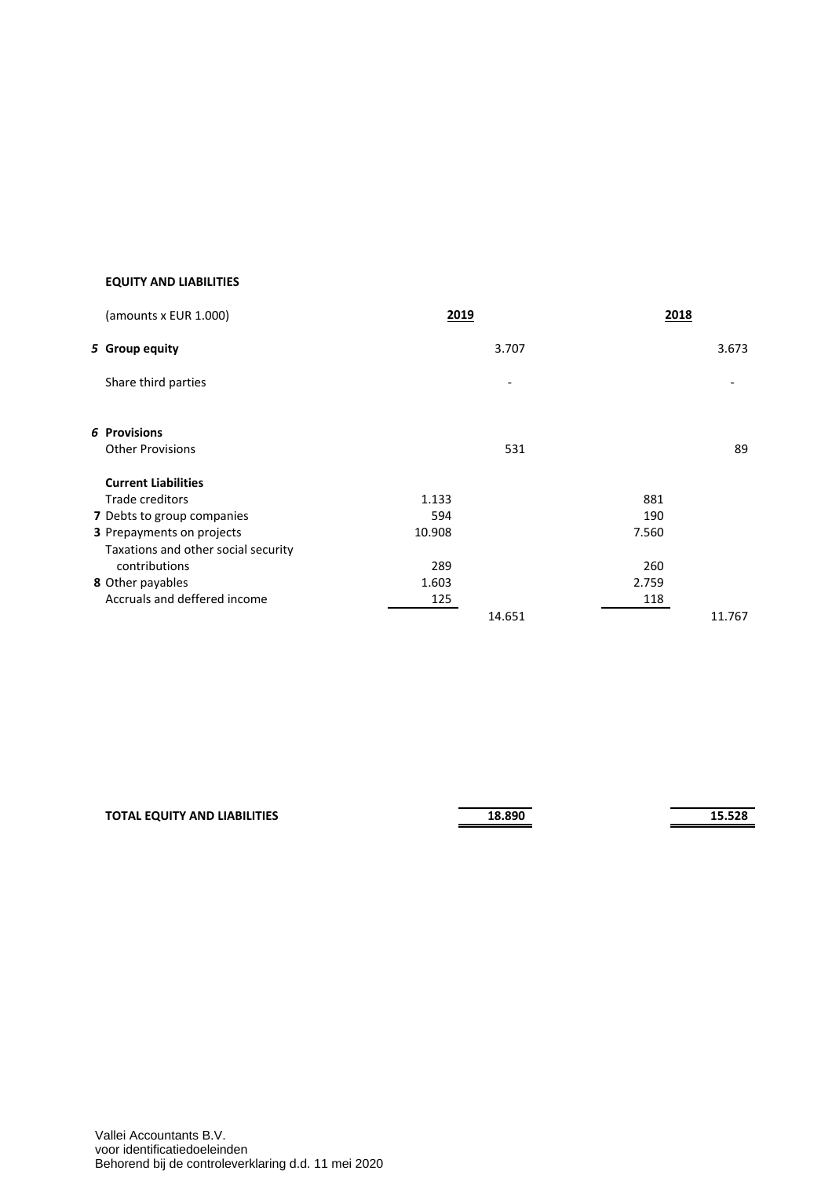**EQUITY AND LIABILITIES**

| | (amounts x EUR 1.000) | 2019 | | 2018 | |
|---|---|---|---|---|---|
| *5* | **Group equity** | | 3.707 | | 3.673 |
| | Share third parties | | - | | - |
| *6* | **Provisions** | | | | |
| | Other Provisions | | 531 | | 89 |
| | **Current Liabilities** | | | | |
| | Trade creditors | 1.133 | | 881 | |
| **7** | Debts to group companies | 594 | | 190 | |
| **3** | Prepayments on projects | 10.908 | | 7.560 | |
| | Taxations and other social security contributions | 289 | | 260 | |
| **8** | Other payables | 1.603 | | 2.759 | |
| | Accruals and deffered income | 125 | | 118 | |
| | | | 14.651 | | 11.767 |
| | **TOTAL EQUITY AND LIABILITIES** | | **18.890** | | **15.528** |

Vallei Accountants B.V.
voor identificatiedoeleinden
Behorend bij de controleverklaring d.d. 11 mei 2020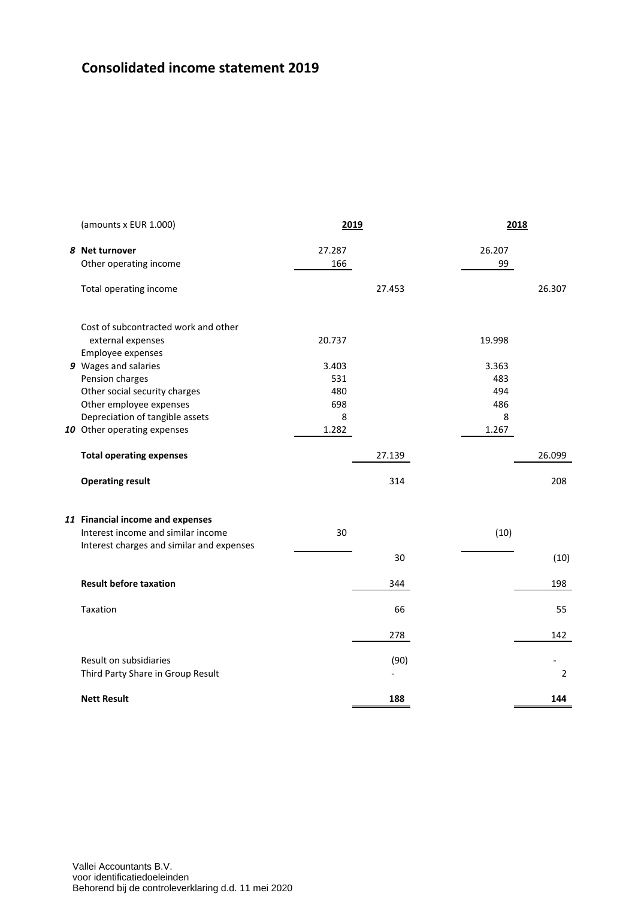# Consolidated income statement 2019

| | (amounts x EUR 1.000) | 2019 | | 2018 | |
|---|---|---|---|---|---|
| *8* | **Net turnover** | 27.287 | | 26.207 | |
| | Other operating income | 166 | | 99 | |
| | Total operating income | | 27.453 | | 26.307 |
| | Cost of subcontracted work and other external expenses | 20.737 | | 19.998 | |
| | Employee expenses | | | | |
| *9* | Wages and salaries | 3.403 | | 3.363 | |
| | Pension charges | 531 | | 483 | |
| | Other social security charges | 480 | | 494 | |
| | Other employee expenses | 698 | | 486 | |
| | Depreciation of tangible assets | 8 | | 8 | |
| *10* | Other operating expenses | 1.282 | | 1.267 | |
| | **Total operating expenses** | | 27.139 | | 26.099 |
| | **Operating result** | | 314 | | 208 |
| *11* | **Financial income and expenses** | | | | |
| | Interest income and similar income | 30 | | (10) | |
| | Interest charges and similar and expenses | | | | |
| | | | 30 | | (10) |
| | **Result before taxation** | | 344 | | 198 |
| | Taxation | | 66 | | 55 |
| | | | 278 | | 142 |
| | Result on subsidiaries | | (90) | | - |
| | Third Party Share in Group Result | | - | | 2 |
| | **Nett Result** | | **188** | | **144** |

Vallei Accountants B.V.
voor identificatiedoeleinden
Behorend bij de controleverklaring d.d. 11 mei 2020